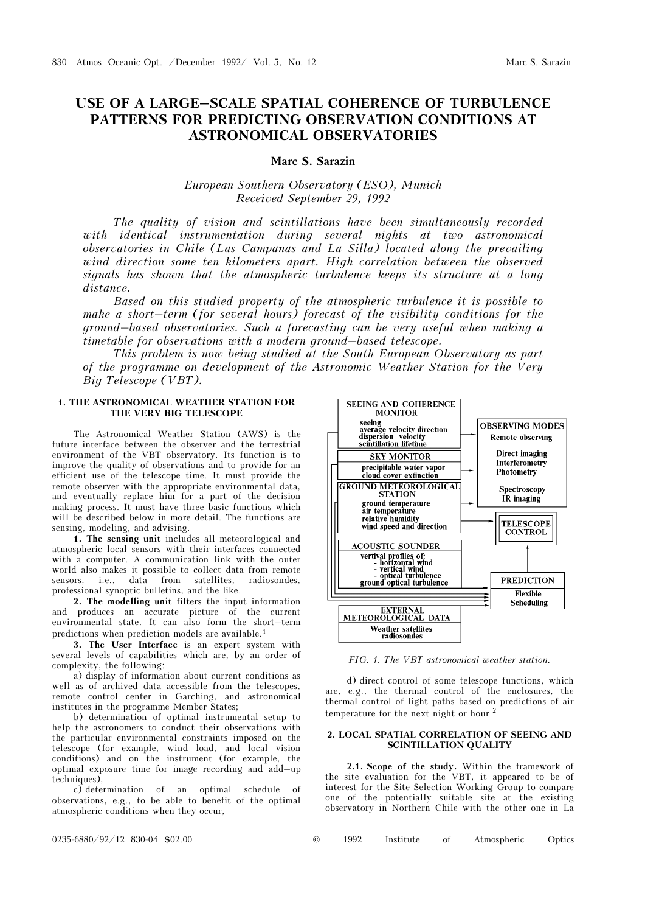# USE OF A LARGE–SCALE SPATIAL COHERENCE OF TURBULENCE PATTERNS FOR PREDICTING OBSERVATION CONDITIONS AT ASTRONOMICAL OBSERVATORIES

**Marc S. Sarazin**

*European Southern Observatory (ESO), Munich*
*Received September 29, 1992*

*The quality of vision and scintillations have been simultaneously recorded with identical instrumentation during several nights at two astronomical observatories in Chile (Las Campanas and La Silla) located along the prevailing wind direction some ten kilometers apart. High correlation between the observed signals has shown that the atmospheric turbulence keeps its structure at a long distance.*

*Based on this studied property of the atmospheric turbulence it is possible to make a short–term (for several hours) forecast of the visibility conditions for the ground–based observatories. Such a forecasting can be very useful when making a timetable for observations with a modern ground–based telescope.*

*This problem is now being studied at the South European Observatory as part of the programme on development of the Astronomic Weather Station for the Very Big Telescope (VBT).*

## 1. THE ASTRONOMICAL WEATHER STATION FOR THE VERY BIG TELESCOPE

The Astronomical Weather Station (AWS) is the future interface between the observer and the terrestrial environment of the VBT observatory. Its function is to improve the quality of observations and to provide for an efficient use of the telescope time. It must provide the remote observer with the appropriate environmental data, and eventually replace him for a part of the decision making process. It must have three basic functions which will be described below in more detail. The functions are sensing, modeling, and advising.

**1. The sensing unit** includes all meteorological and atmospheric local sensors with their interfaces connected with a computer. A communication link with the outer world also makes it possible to collect data from remote sensors, i.e., data from satellites, radiosondes, professional synoptic bulletins, and the like.

**2. The modelling unit** filters the input information and produces an accurate picture of the current environmental state. It can also form the short–term predictions when prediction models are available.[1]

**3. The User Interface** is an expert system with several levels of capabilities which are, by an order of complexity, the following:

a) display of information about current conditions as well as of archived data accessible from the telescopes, remote control center in Garching, and astronomical institutes in the programme Member States;

b) determination of optimal instrumental setup to help the astronomers to conduct their observations with the particular environmental constraints imposed on the telescope (for example, wind load, and local vision conditions) and on the instrument (for example, the optimal exposure time for image recording and add–up techniques),

c) determination of an optimal schedule of observations, e.g., to be able to benefit of the optimal atmospheric conditions when they occur,

SEEING AND COHERENCE MONITOR: seeing; average velocity direction; dispersion velocity; scintillation lifetime
SKY MONITOR: precipitable water vapor; cloud cover extinction
GROUND METEOROLOGICAL STATION: ground temperature; air temperature; relative humidity; wind speed and direction
ACOUSTIC SOUNDER: vertival profiles of: - horizontal wind; - vertical wind; - optical turbulence; ground optical turbulence
EXTERNAL METEOROLOGICAL DATA: Weather satellites; radiosondes
OBSERVING MODES: Remote observing; Direct imaging; Interferometry; Photometry; Spectroscopy; IR imaging
TELESCOPE CONTROL
PREDICTION: Flexible Scheduling

*FIG. 1. The VBT astronomical weather station.*

d) direct control of some telescope functions, which are, e.g., the thermal control of the enclosures, the thermal control of light paths based on predictions of air temperature for the next night or hour.[2]

## 2. LOCAL SPATIAL CORRELATION OF SEEING AND SCINTILLATION QUALITY

**2.1. Scope of the study.** Within the framework of the site evaluation for the VBT, it appeared to be of interest for the Site Selection Working Group to compare one of the potentially suitable site at the existing observatory in Northern Chile with the other one in La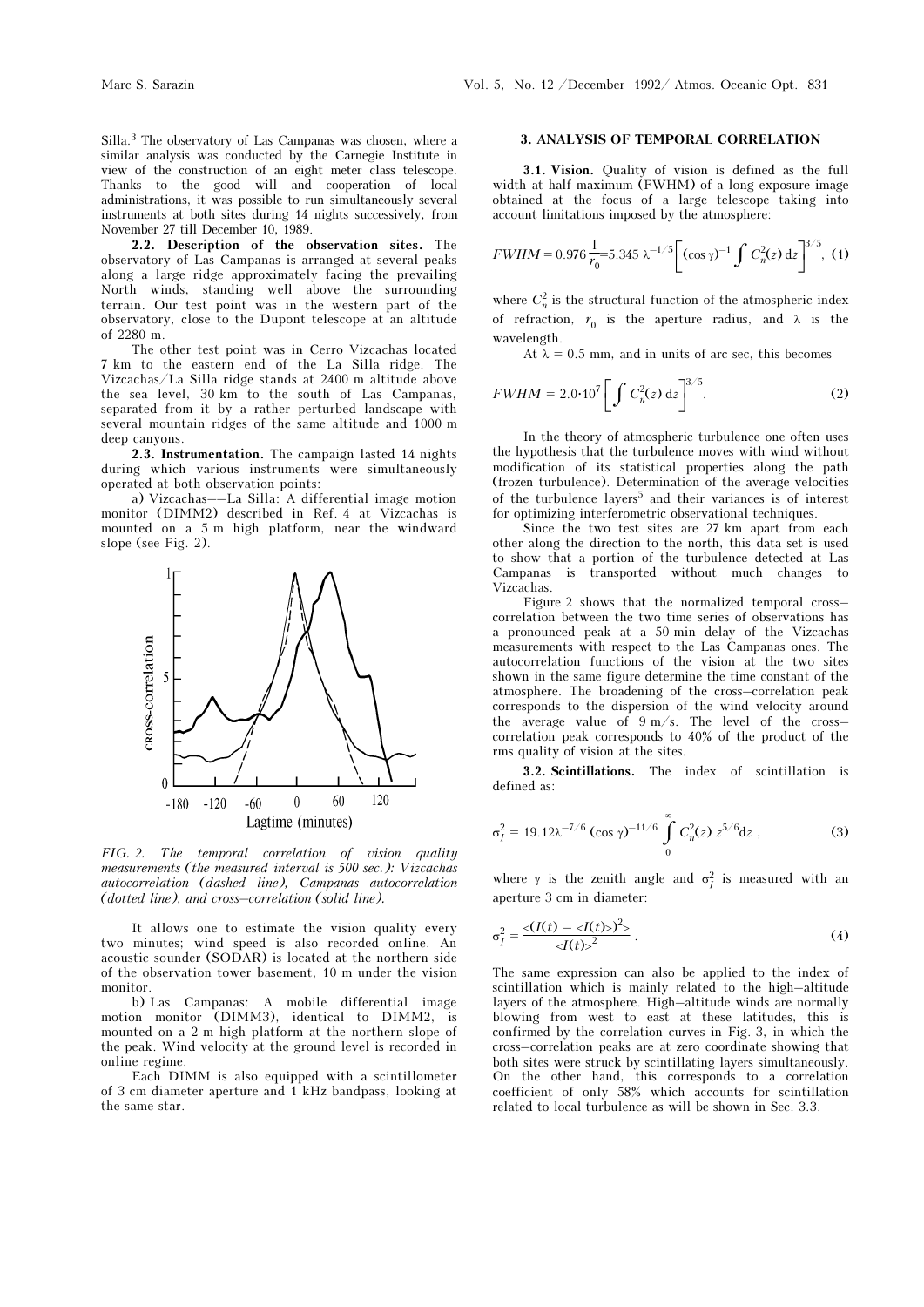Silla.[3] The observatory of Las Campanas was chosen, where a similar analysis was conducted by the Carnegie Institute in view of the construction of an eight meter class telescope. Thanks to the good will and cooperation of local administrations, it was possible to run simultaneously several instruments at both sites during 14 nights successively, from November 27 till December 10, 1989.

**2.2. Description of the observation sites.** The observatory of Las Campanas is arranged at several peaks along a large ridge approximately facing the prevailing North winds, standing well above the surrounding terrain. Our test point was in the western part of the observatory, close to the Dupont telescope at an altitude of 2280 m.

The other test point was in Cerro Vizcachas located 7 km to the eastern end of the La Silla ridge. The Vizcachas/La Silla ridge stands at 2400 m altitude above the sea level, 30 km to the south of Las Campanas, separated from it by a rather perturbed landscape with several mountain ridges of the same altitude and 1000 m deep canyons.

**2.3. Instrumentation.** The campaign lasted 14 nights during which various instruments were simultaneously operated at both observation points:

a) Vizcachas––La Silla: A differential image motion monitor (DIMM2) described in Ref. 4 at Vizcachas is mounted on a 5 m high platform, near the windward slope (see Fig. 2).

*FIG. 2. The temporal correlation of vision quality measurements (the measured interval is 500 sec.): Vizcachas autocorrelation (dashed line), Campanas autocorrelation (dotted line), and cross–correlation (solid line).*

It allows one to estimate the vision quality every two minutes; wind speed is also recorded online. An acoustic sounder (SODAR) is located at the northern side of the observation tower basement, 10 m under the vision monitor.

b) Las Campanas: A mobile differential image motion monitor (DIMM3), identical to DIMM2, is mounted on a 2 m high platform at the northern slope of the peak. Wind velocity at the ground level is recorded in online regime.

Each DIMM is also equipped with a scintillometer of 3 cm diameter aperture and 1 kHz bandpass, looking at the same star.

### 3. ANALYSIS OF TEMPORAL CORRELATION

**3.1. Vision.** Quality of vision is defined as the full width at half maximum (FWHM) of a long exposure image obtained at the focus of a large telescope taking into account limitations imposed by the atmosphere:

$$FWHM = 0.976\frac{1}{r_0}=5.345\ \lambda^{-1/5}\left[(\cos\gamma)^{-1}\int C_n^2(z)\,\mathrm{d}z\right]^{3/5}, \quad (1)$$

where $C_n^2$ is the structural function of the atmospheric index of refraction, $r_0$ is the aperture radius, and $\lambda$ is the wavelength.

At $\lambda = 0.5$ mm, and in units of arc sec, this becomes

$$FWHM = 2.0\cdot 10^7\left[\int C_n^2(z)\,\mathrm{d}z\right]^{3/5}. \quad (2)$$

In the theory of atmospheric turbulence one often uses the hypothesis that the turbulence moves with wind without modification of its statistical properties along the path (frozen turbulence). Determination of the average velocities of the turbulence layers[5] and their variances is of interest for optimizing interferometric observational techniques.

Since the two test sites are 27 km apart from each other along the direction to the north, this data set is used to show that a portion of the turbulence detected at Las Campanas is transported without much changes to Vizcachas.

Figure 2 shows that the normalized temporal cross–correlation between the two time series of observations has a pronounced peak at a 50 min delay of the Vizcachas measurements with respect to the Las Campanas ones. The autocorrelation functions of the vision at the two sites shown in the same figure determine the time constant of the atmosphere. The broadening of the cross–correlation peak corresponds to the dispersion of the wind velocity around the average value of 9 m/s. The level of the cross–correlation peak corresponds to 40% of the product of the rms quality of vision at the sites.

**3.2. Scintillations.** The index of scintillation is defined as:

$$\sigma_I^2 = 19.12\lambda^{-7/6}\,(\cos\gamma)^{-11/6}\int\limits_0^\infty C_n^2(z)\,z^{5/6}\mathrm{d}z\ , \quad (3)$$

where $\gamma$ is the zenith angle and $\sigma_I^2$ is measured with an aperture 3 cm in diameter:

$$\sigma_I^2 = \frac{<(I(t) - <I(t)>)^2>}{<I(t)>^2}\ . \quad (4)$$

The same expression can also be applied to the index of scintillation which is mainly related to the high–altitude layers of the atmosphere. High–altitude winds are normally blowing from west to east at these latitudes, this is confirmed by the correlation curves in Fig. 3, in which the cross–correlation peaks are at zero coordinate showing that both sites were struck by scintillating layers simultaneously. On the other hand, this corresponds to a correlation coefficient of only 58% which accounts for scintillation related to local turbulence as will be shown in Sec. 3.3.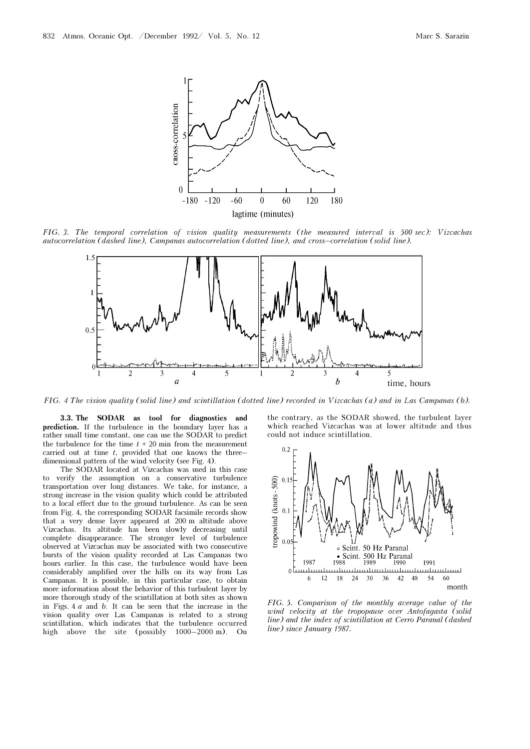FIG. 3. *The temporal correlation of vision quality measurements (the measured interval is 500 sec): Vizcachas autocorrelation (dashed line), Campanas autocorrelation (dotted line), and cross–correlation (solid line).*

FIG. 4 *The vision quality (solid line) and scintillation (dotted line) recorded in Vizcachas (a) and in Las Campanas (b).*

**3.3. The SODAR as tool for diagnostics and prediction.** If the turbulence in the boundary layer has a rather small time constant, one can use the SODAR to predict the turbulence for the time $t + 20$ min from the measurement carried out at time $t$, provided that one knows the three–dimensional pattern of the wind velocity (see Fig. 4).

The SODAR located at Vizcachas was used in this case to verify the assumption on a conservative turbulence transportation over long distances. We take, for instance, a strong increase in the vision quality which could be attributed to a local effect due to the ground turbulence. As can be seen from Fig. 4, the corresponding SODAR facsimile records show that a very dense layer appeared at 200 m altitude above Vizcachas. Its altitude has been slowly decreasing until complete disappearance. The stronger level of turbulence observed at Vizcachas may be associated with two consecutive bursts of the vision quality recorded at Las Campanas two hours earlier. In this case, the turbulence would have been considerably amplified over the hills on its way from Las Campanas. It is possible, in this particular case, to obtain more information about the behavior of this turbulent layer by more thorough study of the scintillation at both sites as shown in Figs. 4 *a* and *b*. It can be seen that the increase in the vision quality over Las Campanas is related to a strong scintillation, which indicates that the turbulence occurred high above the site (possibly 1000–2000 m). On the contrary, as the SODAR showed, the turbulent layer which reached Vizcachas was at lower altitude and thus could not induce scintillation.

FIG. 5. *Comparison of the monthly average value of the wind velocity at the tropopause over Antofagasta (solid line) and the index of scintillation at Cerro Paranal (dashed line) since January 1987.*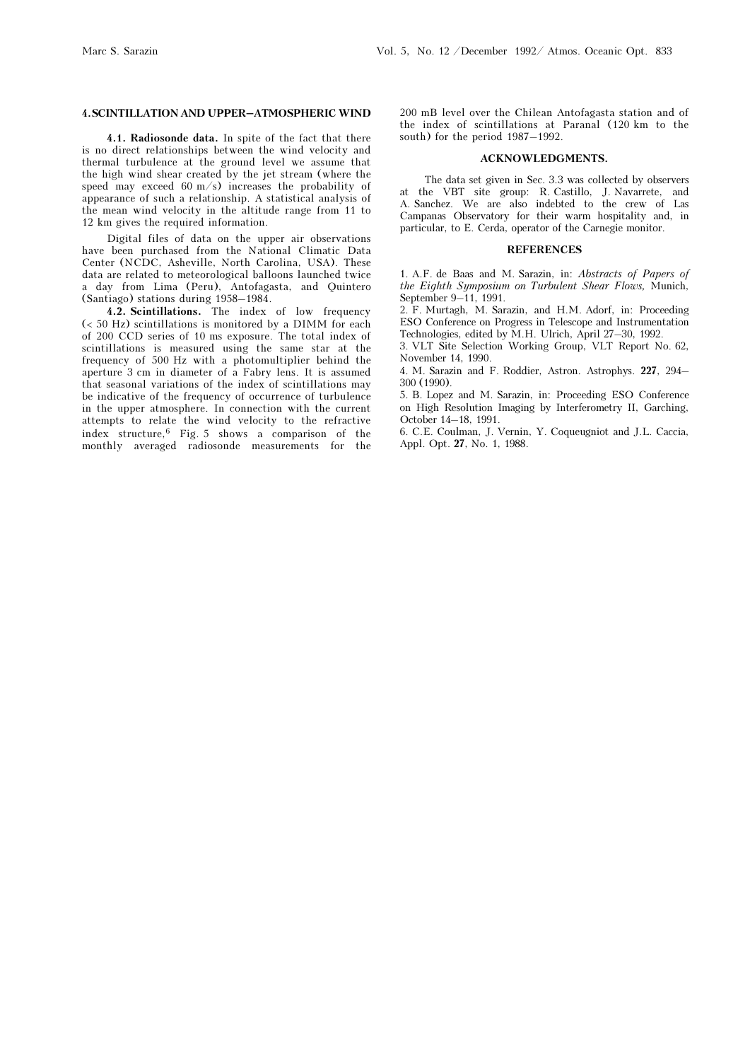## 4. SCINTILLATION AND UPPER–ATMOSPHERIC WIND

**4.1. Radiosonde data.** In spite of the fact that there is no direct relationships between the wind velocity and thermal turbulence at the ground level we assume that the high wind shear created by the jet stream (where the speed may exceed 60 m/s) increases the probability of appearance of such a relationship. A statistical analysis of the mean wind velocity in the altitude range from 11 to 12 km gives the required information.

Digital files of data on the upper air observations have been purchased from the National Climatic Data Center (NCDC, Asheville, North Carolina, USA). These data are related to meteorological balloons launched twice a day from Lima (Peru), Antofagasta, and Quintero (Santiago) stations during 1958–1984.

**4.2. Scintillations.** The index of low frequency (< 50 Hz) scintillations is monitored by a DIMM for each of 200 CCD series of 10 ms exposure. The total index of scintillations is measured using the same star at the frequency of 500 Hz with a photomultiplier behind the aperture 3 cm in diameter of a Fabry lens. It is assumed that seasonal variations of the index of scintillations may be indicative of the frequency of occurrence of turbulence in the upper atmosphere. In connection with the current attempts to relate the wind velocity to the refractive index structure,[6] Fig. 5 shows a comparison of the monthly averaged radiosonde measurements for the 200 mB level over the Chilean Antofagasta station and of the index of scintillations at Paranal (120 km to the south) for the period 1987–1992.

## ACKNOWLEDGMENTS.

The data set given in Sec. 3.3 was collected by observers at the VBT site group: R. Castillo, J. Navarrete, and A. Sanchez. We are also indebted to the crew of Las Campanas Observatory for their warm hospitality and, in particular, to E. Cerda, operator of the Carnegie monitor.

## REFERENCES

1. A.F. de Baas and M. Sarazin, in: *Abstracts of Papers of the Eighth Symposium on Turbulent Shear Flows,* Munich, September 9–11, 1991.
2. F. Murtagh, M. Sarazin, and H.M. Adorf, in: Proceeding ESO Conference on Progress in Telescope and Instrumentation Technologies, edited by M.H. Ulrich, April 27–30, 1992.
3. VLT Site Selection Working Group, VLT Report No. 62, November 14, 1990.
4. M. Sarazin and F. Roddier, Astron. Astrophys. **227**, 294–300 (1990).
5. B. Lopez and M. Sarazin, in: Proceeding ESO Conference on High Resolution Imaging by Interferometry II, Garching, October 14–18, 1991.
6. C.E. Coulman, J. Vernin, Y. Coqueugniot and J.L. Caccia, Appl. Opt. **27**, No. 1, 1988.